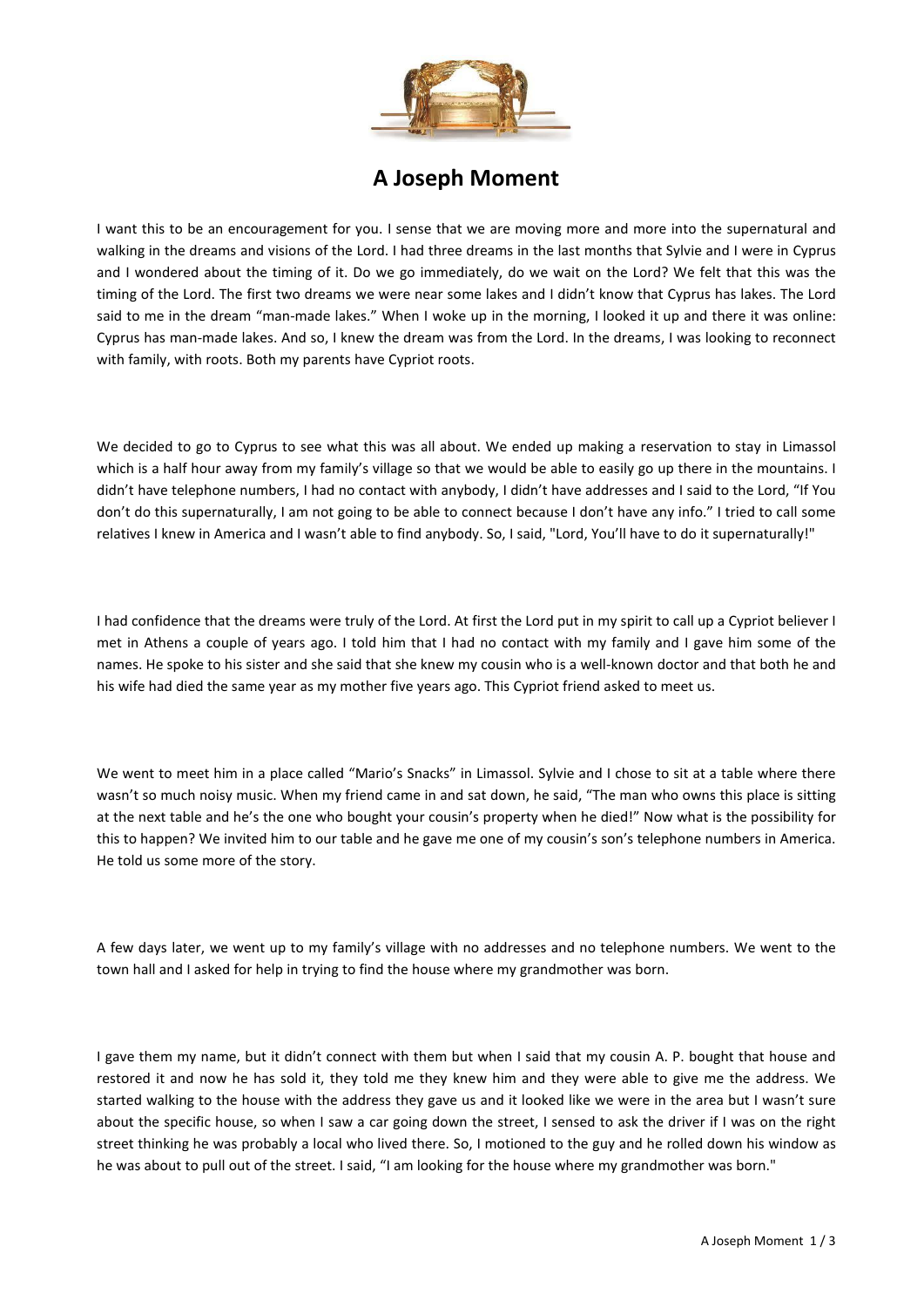# A Joseph Moment

I want this to be an encouragement for you. I sense that we are moving more and more into the supernatural and walking in the dreams and visions of the Lord. I had three dreams in the last months that Sylvie and I were in Cyprus and I wondered about the timing of it. Do we go immediately, do we wait on the Lord? We felt that this was the timing of the Lord. The first two dreams we were near some lakes and I didn't know that Cyprus has lakes. The Lord said to me in the dream "man-made lakes." When I woke up in the morning, I looked it up and there it was online: Cyprus has man-made lakes. And so, I knew the dream was from the Lord. In the dreams, I was looking to reconnect with family, with roots. Both my parents have Cypriot roots.

We decided to go to Cyprus to see what this was all about. We ended up making a reservation to stay in Limassol which is a half hour away from my family's village so that we would be able to easily go up there in the mountains. I didn't have telephone numbers, I had no contact with anybody, I didn't have addresses and I said to the Lord, "If You don't do this supernaturally, I am not going to be able to connect because I don't have any info." I tried to call some relatives I knew in America and I wasn't able to find anybody. So, I said, "Lord, You'll have to do it supernaturally!"

I had confidence that the dreams were truly of the Lord. At first the Lord put in my spirit to call up a Cypriot believer I met in Athens a couple of years ago. I told him that I had no contact with my family and I gave him some of the names. He spoke to his sister and she said that she knew my cousin who is a well-known doctor and that both he and his wife had died the same year as my mother five years ago. This Cypriot friend asked to meet us.

We went to meet him in a place called "Mario's Snacks" in Limassol. Sylvie and I chose to sit at a table where there wasn't so much noisy music. When my friend came in and sat down, he said, "The man who owns this place is sitting at the next table and he's the one who bought your cousin's property when he died!" Now what is the possibility for this to happen? We invited him to our table and he gave me one of my cousin's son's telephone numbers in America. He told us some more of the story.

A few days later, we went up to my family's village with no addresses and no telephone numbers. We went to the town hall and I asked for help in trying to find the house where my grandmother was born.

I gave them my name, but it didn't connect with them but when I said that my cousin A. P. bought that house and restored it and now he has sold it, they told me they knew him and they were able to give me the address. We started walking to the house with the address they gave us and it looked like we were in the area but I wasn't sure about the specific house, so when I saw a car going down the street, I sensed to ask the driver if I was on the right street thinking he was probably a local who lived there. So, I motioned to the guy and he rolled down his window as he was about to pull out of the street. I said, "I am looking for the house where my grandmother was born."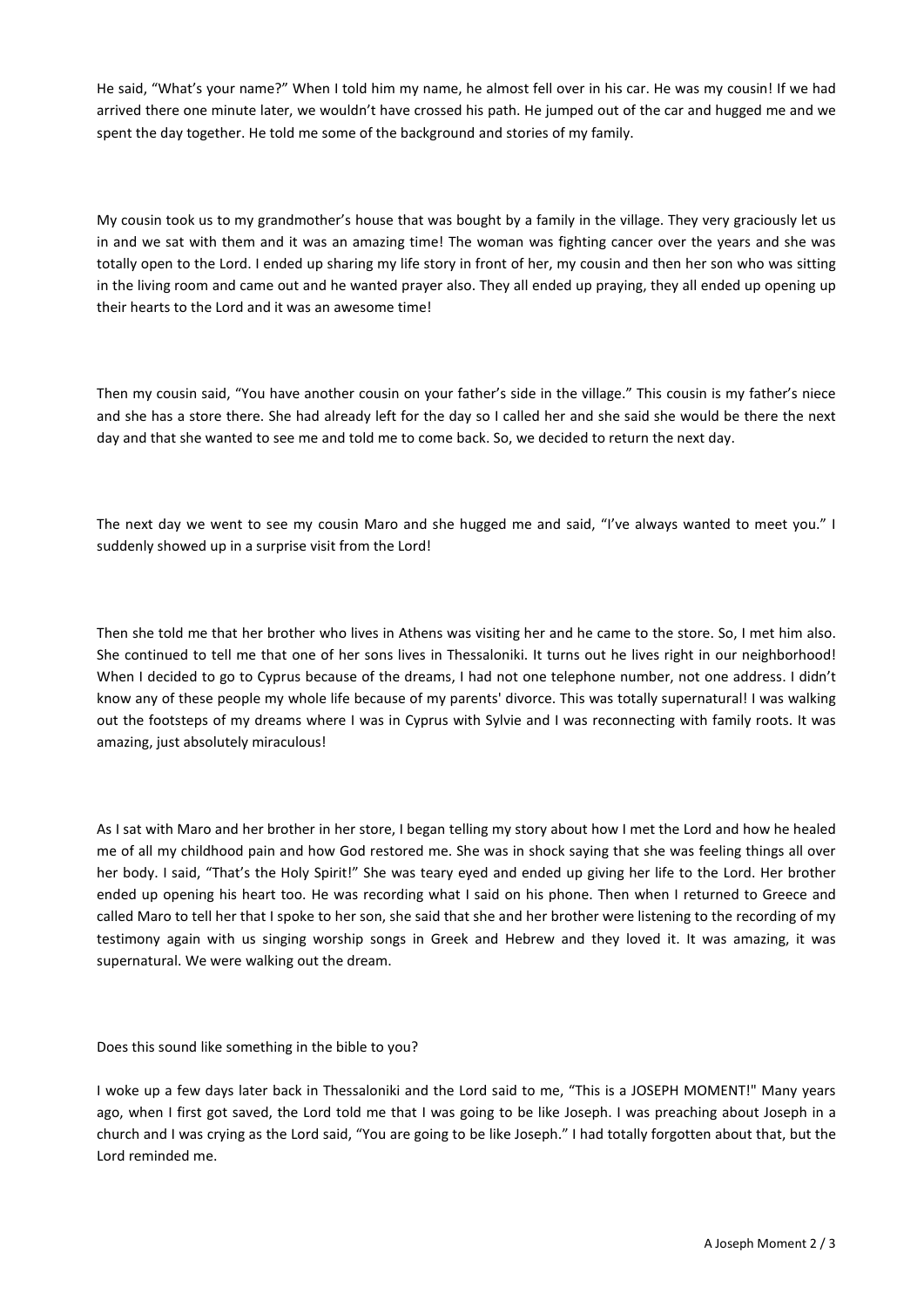He said, "What's your name?" When I told him my name, he almost fell over in his car. He was my cousin! If we had arrived there one minute later, we wouldn't have crossed his path. He jumped out of the car and hugged me and we spent the day together. He told me some of the background and stories of my family.

My cousin took us to my grandmother's house that was bought by a family in the village. They very graciously let us in and we sat with them and it was an amazing time! The woman was fighting cancer over the years and she was totally open to the Lord. I ended up sharing my life story in front of her, my cousin and then her son who was sitting in the living room and came out and he wanted prayer also. They all ended up praying, they all ended up opening up their hearts to the Lord and it was an awesome time!

Then my cousin said, "You have another cousin on your father's side in the village." This cousin is my father's niece and she has a store there. She had already left for the day so I called her and she said she would be there the next day and that she wanted to see me and told me to come back. So, we decided to return the next day.

The next day we went to see my cousin Maro and she hugged me and said, "I've always wanted to meet you." I suddenly showed up in a surprise visit from the Lord!

Then she told me that her brother who lives in Athens was visiting her and he came to the store. So, I met him also. She continued to tell me that one of her sons lives in Thessaloniki. It turns out he lives right in our neighborhood! When I decided to go to Cyprus because of the dreams, I had not one telephone number, not one address. I didn't know any of these people my whole life because of my parents' divorce. This was totally supernatural! I was walking out the footsteps of my dreams where I was in Cyprus with Sylvie and I was reconnecting with family roots. It was amazing, just absolutely miraculous!

As I sat with Maro and her brother in her store, I began telling my story about how I met the Lord and how he healed me of all my childhood pain and how God restored me. She was in shock saying that she was feeling things all over her body. I said, "That's the Holy Spirit!" She was teary eyed and ended up giving her life to the Lord. Her brother ended up opening his heart too. He was recording what I said on his phone. Then when I returned to Greece and called Maro to tell her that I spoke to her son, she said that she and her brother were listening to the recording of my testimony again with us singing worship songs in Greek and Hebrew and they loved it. It was amazing, it was supernatural. We were walking out the dream.

Does this sound like something in the bible to you?

I woke up a few days later back in Thessaloniki and the Lord said to me, "This is a JOSEPH MOMENT!" Many years ago, when I first got saved, the Lord told me that I was going to be like Joseph. I was preaching about Joseph in a church and I was crying as the Lord said, "You are going to be like Joseph." I had totally forgotten about that, but the Lord reminded me.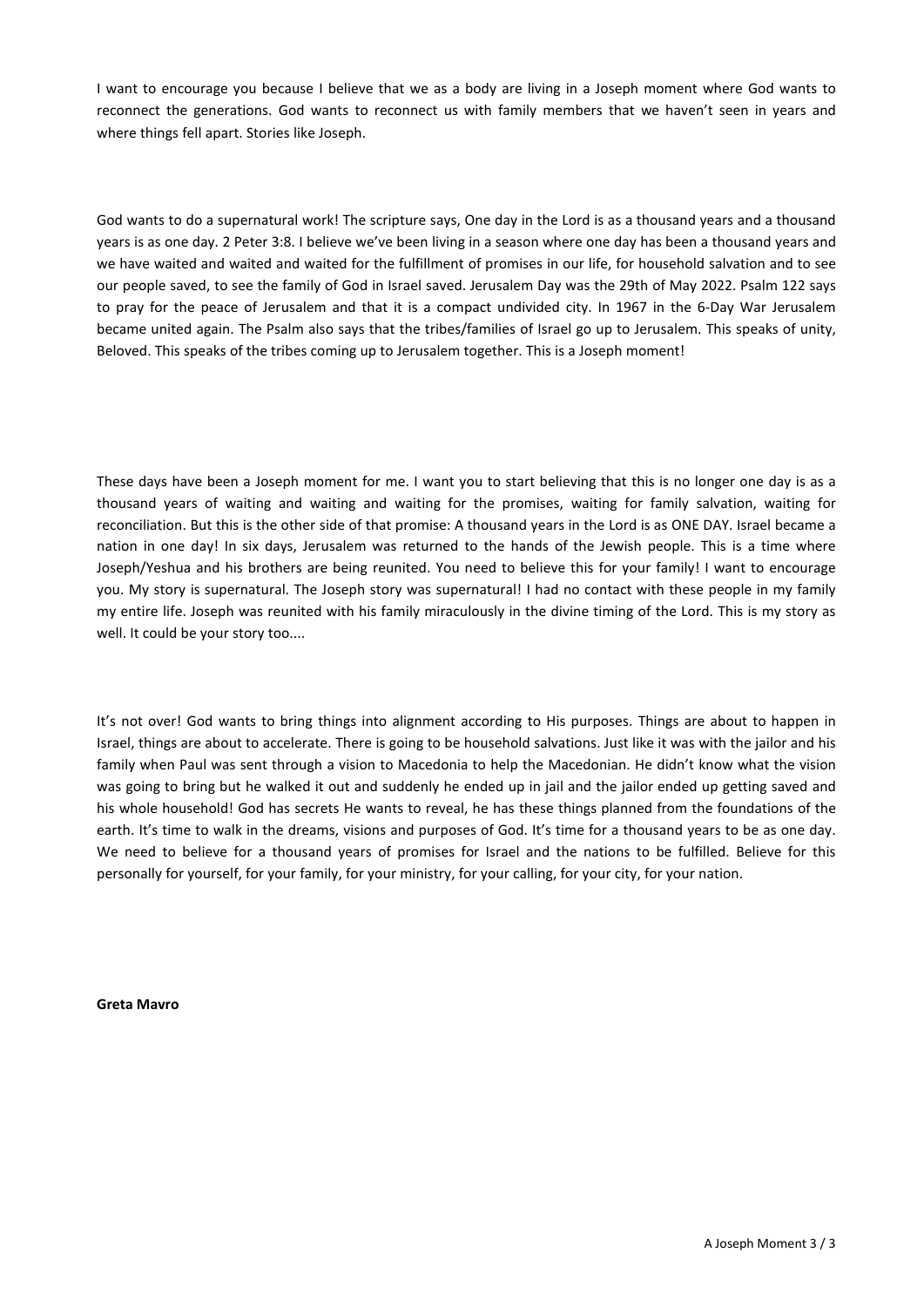I want to encourage you because I believe that we as a body are living in a Joseph moment where God wants to reconnect the generations. God wants to reconnect us with family members that we haven't seen in years and where things fell apart. Stories like Joseph.

God wants to do a supernatural work! The scripture says, One day in the Lord is as a thousand years and a thousand years is as one day. 2 Peter 3:8. I believe we've been living in a season where one day has been a thousand years and we have waited and waited and waited for the fulfillment of promises in our life, for household salvation and to see our people saved, to see the family of God in Israel saved. Jerusalem Day was the 29th of May 2022. Psalm 122 says to pray for the peace of Jerusalem and that it is a compact undivided city. In 1967 in the 6-Day War Jerusalem became united again. The Psalm also says that the tribes/families of Israel go up to Jerusalem. This speaks of unity, Beloved. This speaks of the tribes coming up to Jerusalem together. This is a Joseph moment!

These days have been a Joseph moment for me. I want you to start believing that this is no longer one day is as a thousand years of waiting and waiting and waiting for the promises, waiting for family salvation, waiting for reconciliation. But this is the other side of that promise: A thousand years in the Lord is as ONE DAY. Israel became a nation in one day! In six days, Jerusalem was returned to the hands of the Jewish people. This is a time where Joseph/Yeshua and his brothers are being reunited. You need to believe this for your family! I want to encourage you. My story is supernatural. The Joseph story was supernatural! I had no contact with these people in my family my entire life. Joseph was reunited with his family miraculously in the divine timing of the Lord. This is my story as well. It could be your story too....

It's not over! God wants to bring things into alignment according to His purposes. Things are about to happen in Israel, things are about to accelerate. There is going to be household salvations. Just like it was with the jailor and his family when Paul was sent through a vision to Macedonia to help the Macedonian. He didn't know what the vision was going to bring but he walked it out and suddenly he ended up in jail and the jailor ended up getting saved and his whole household! God has secrets He wants to reveal, he has these things planned from the foundations of the earth. It's time to walk in the dreams, visions and purposes of God. It's time for a thousand years to be as one day. We need to believe for a thousand years of promises for Israel and the nations to be fulfilled. Believe for this personally for yourself, for your family, for your ministry, for your calling, for your city, for your nation.

**Greta Mavro**